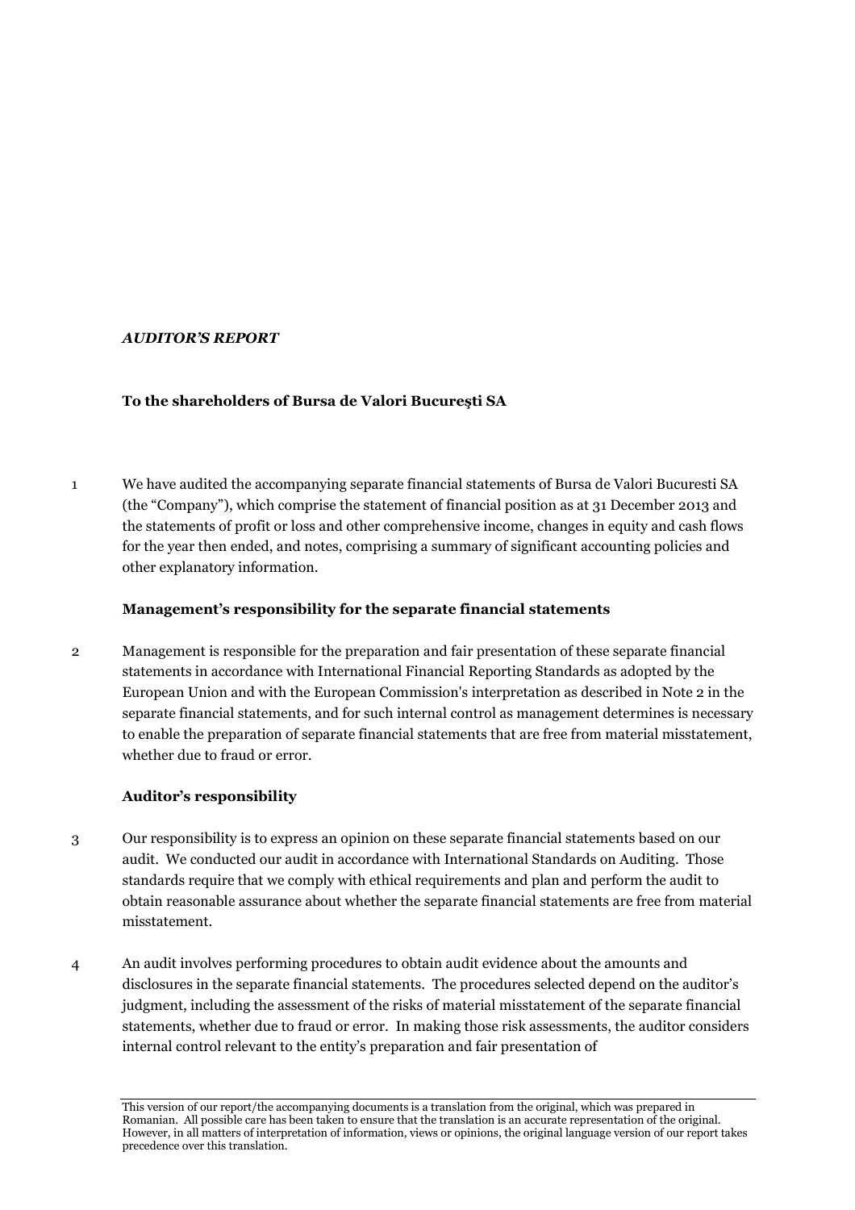***AUDITOR'S REPORT***

**To the shareholders of Bursa de Valori Bucureşti SA**

1 We have audited the accompanying separate financial statements of Bursa de Valori Bucuresti SA (the "Company"), which comprise the statement of financial position as at 31 December 2013 and the statements of profit or loss and other comprehensive income, changes in equity and cash flows for the year then ended, and notes, comprising a summary of significant accounting policies and other explanatory information.

### Management's responsibility for the separate financial statements

2 Management is responsible for the preparation and fair presentation of these separate financial statements in accordance with International Financial Reporting Standards as adopted by the European Union and with the European Commission's interpretation as described in Note 2 in the separate financial statements, and for such internal control as management determines is necessary to enable the preparation of separate financial statements that are free from material misstatement, whether due to fraud or error.

### Auditor's responsibility

3 Our responsibility is to express an opinion on these separate financial statements based on our audit. We conducted our audit in accordance with International Standards on Auditing. Those standards require that we comply with ethical requirements and plan and perform the audit to obtain reasonable assurance about whether the separate financial statements are free from material misstatement.

4 An audit involves performing procedures to obtain audit evidence about the amounts and disclosures in the separate financial statements. The procedures selected depend on the auditor's judgment, including the assessment of the risks of material misstatement of the separate financial statements, whether due to fraud or error. In making those risk assessments, the auditor considers internal control relevant to the entity's preparation and fair presentation of

This version of our report/the accompanying documents is a translation from the original, which was prepared in Romanian. All possible care has been taken to ensure that the translation is an accurate representation of the original. However, in all matters of interpretation of information, views or opinions, the original language version of our report takes precedence over this translation.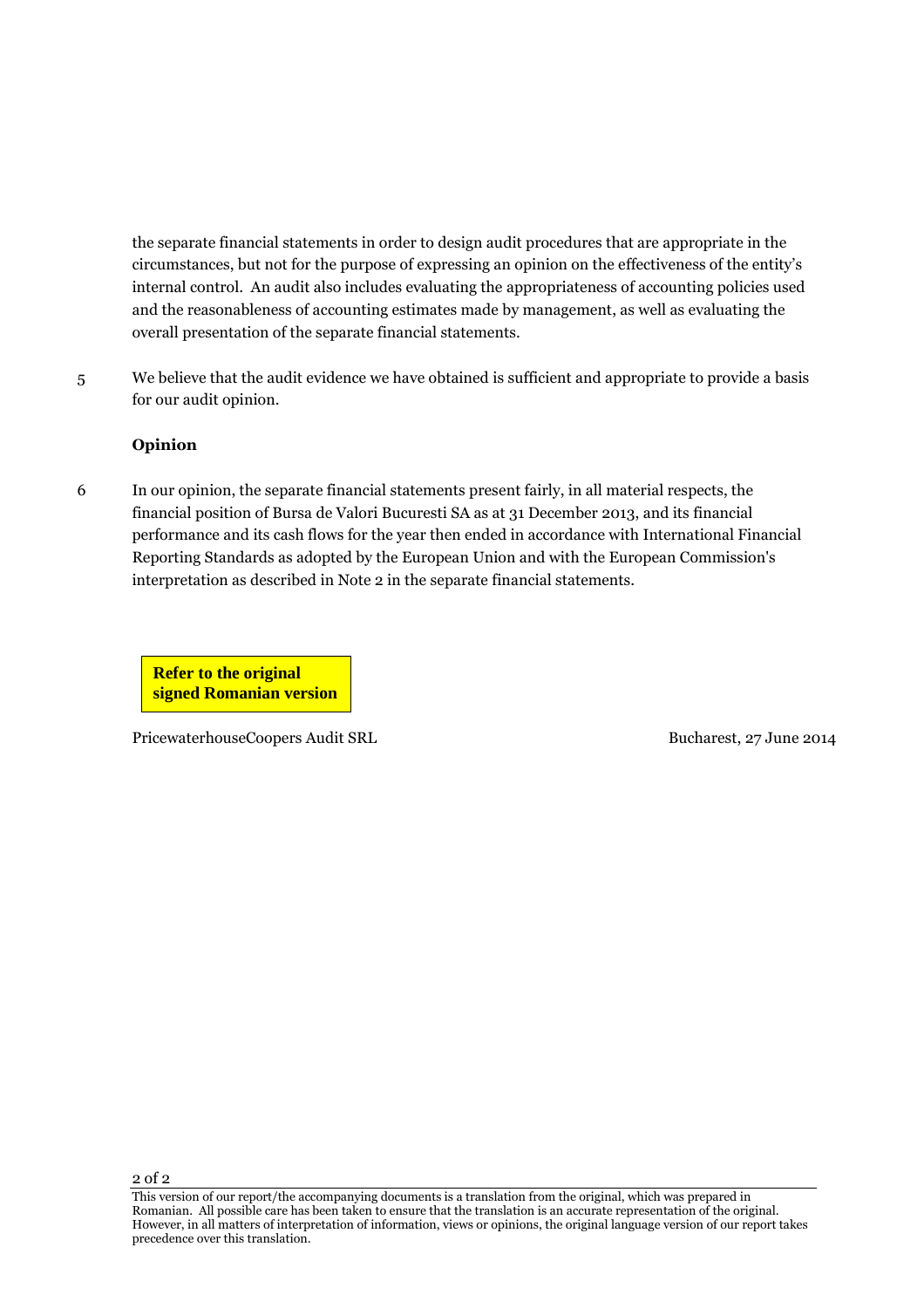the separate financial statements in order to design audit procedures that are appropriate in the circumstances, but not for the purpose of expressing an opinion on the effectiveness of the entity's internal control. An audit also includes evaluating the appropriateness of accounting policies used and the reasonableness of accounting estimates made by management, as well as evaluating the overall presentation of the separate financial statements.

5 We believe that the audit evidence we have obtained is sufficient and appropriate to provide a basis for our audit opinion.

**Opinion**

6 In our opinion, the separate financial statements present fairly, in all material respects, the financial position of Bursa de Valori Bucuresti SA as at 31 December 2013, and its financial performance and its cash flows for the year then ended in accordance with International Financial Reporting Standards as adopted by the European Union and with the European Commission's interpretation as described in Note 2 in the separate financial statements.

**Refer to the original signed Romanian version**

PricewaterhouseCoopers Audit SRL

Bucharest, 27 June 2014

This version of our report/the accompanying documents is a translation from the original, which was prepared in Romanian. All possible care has been taken to ensure that the translation is an accurate representation of the original. However, in all matters of interpretation of information, views or opinions, the original language version of our report takes precedence over this translation.